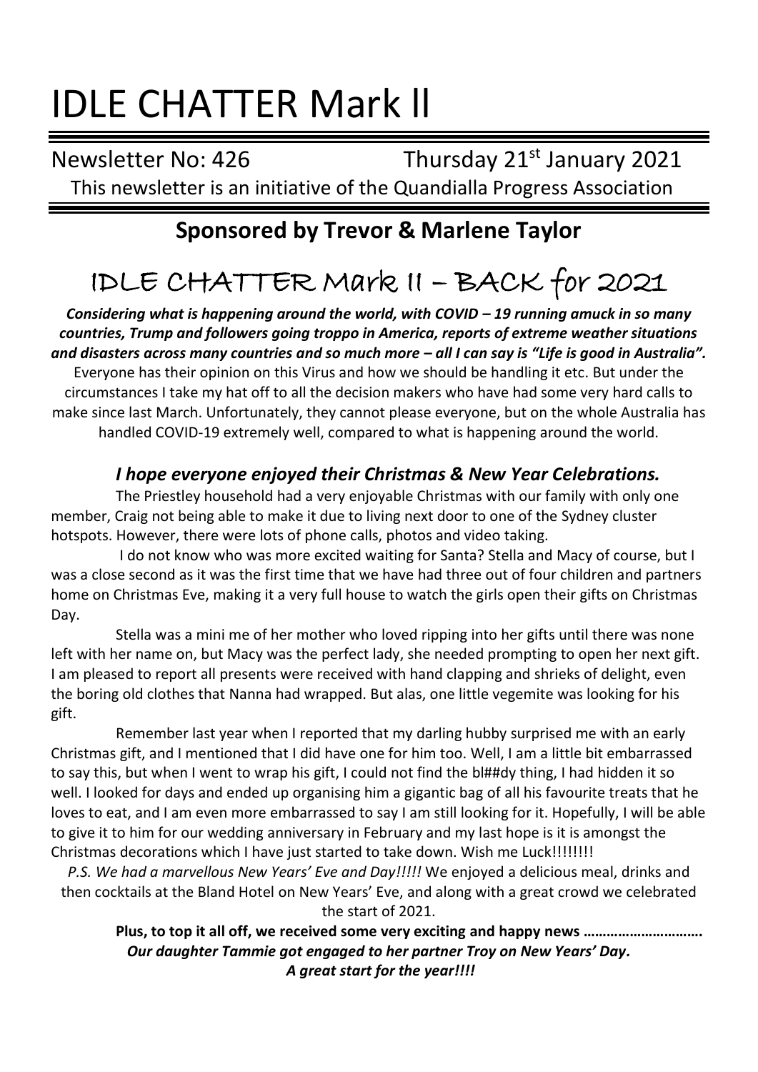# IDLE CHATTER Mark ll

Newsletter No: 426 Thursday 21st January 2021

This newsletter is an initiative of the Quandialla Progress Association

## Sponsored by Trevor & Marlene Taylor

# IDLE CHATTER Mark II – BACK for 2021

***Considering what is happening around the world, with COVID – 19 running amuck in so many countries, Trump and followers going troppo in America, reports of extreme weather situations and disasters across many countries and so much more – all I can say is "Life is good in Australia".***

Everyone has their opinion on this Virus and how we should be handling it etc. But under the circumstances I take my hat off to all the decision makers who have had some very hard calls to make since last March. Unfortunately, they cannot please everyone, but on the whole Australia has handled COVID-19 extremely well, compared to what is happening around the world.

### *I hope everyone enjoyed their Christmas & New Year Celebrations.*

The Priestley household had a very enjoyable Christmas with our family with only one member, Craig not being able to make it due to living next door to one of the Sydney cluster hotspots. However, there were lots of phone calls, photos and video taking.

I do not know who was more excited waiting for Santa? Stella and Macy of course, but I was a close second as it was the first time that we have had three out of four children and partners home on Christmas Eve, making it a very full house to watch the girls open their gifts on Christmas Day.

Stella was a mini me of her mother who loved ripping into her gifts until there was none left with her name on, but Macy was the perfect lady, she needed prompting to open her next gift. I am pleased to report all presents were received with hand clapping and shrieks of delight, even the boring old clothes that Nanna had wrapped. But alas, one little vegemite was looking for his gift.

Remember last year when I reported that my darling hubby surprised me with an early Christmas gift, and I mentioned that I did have one for him too. Well, I am a little bit embarrassed to say this, but when I went to wrap his gift, I could not find the bl##dy thing, I had hidden it so well. I looked for days and ended up organising him a gigantic bag of all his favourite treats that he loves to eat, and I am even more embarrassed to say I am still looking for it. Hopefully, I will be able to give it to him for our wedding anniversary in February and my last hope is it is amongst the Christmas decorations which I have just started to take down. Wish me Luck!!!!!!!!

*P.S. We had a marvellous New Years' Eve and Day!!!!!* We enjoyed a delicious meal, drinks and then cocktails at the Bland Hotel on New Years' Eve, and along with a great crowd we celebrated the start of 2021.

**Plus, to top it all off, we received some very exciting and happy news ………………………….**
***Our daughter Tammie got engaged to her partner Troy on New Years' Day.***
***A great start for the year!!!!***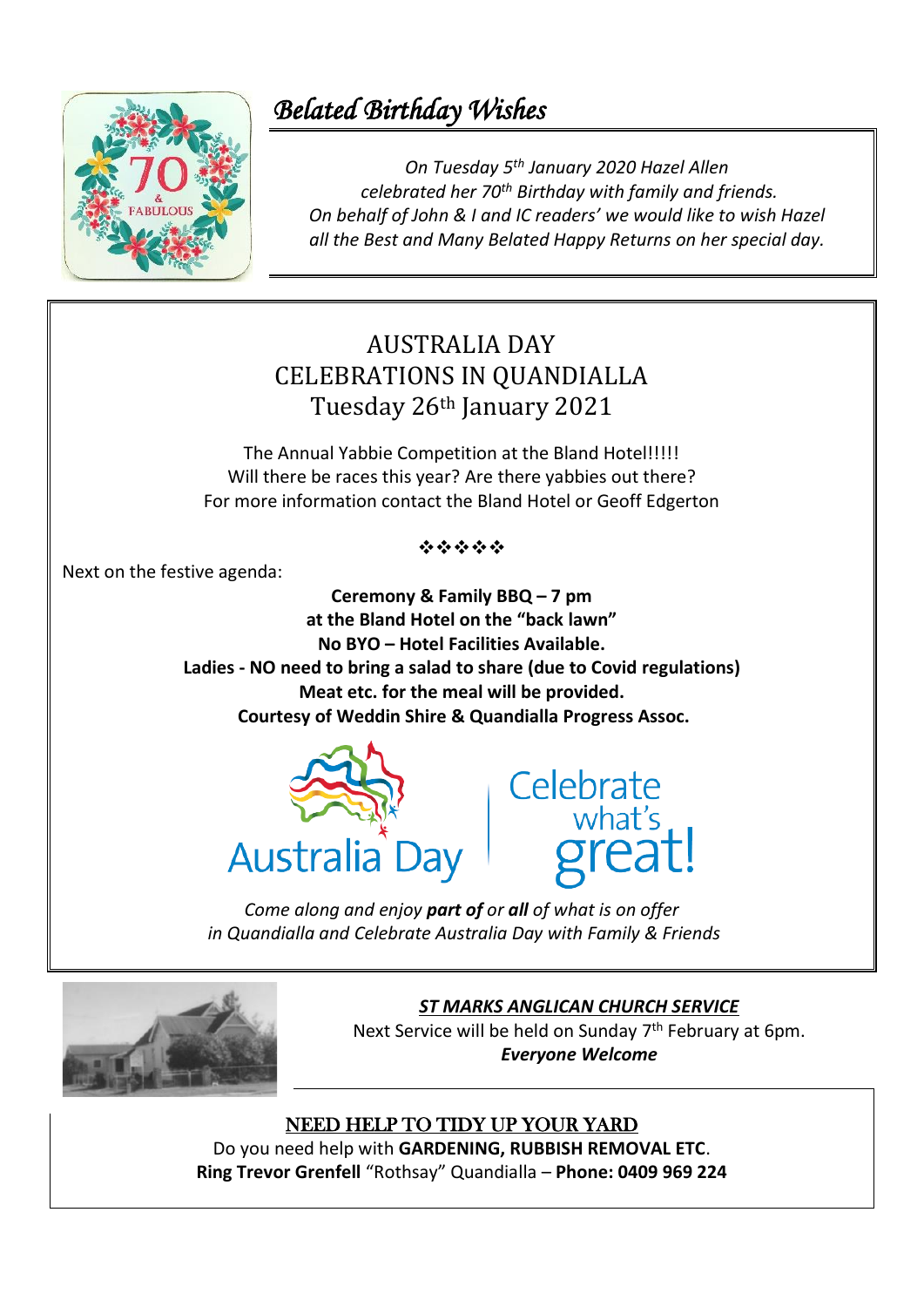# *Belated Birthday Wishes*

*On Tuesday 5th January 2020 Hazel Allen celebrated her 70th Birthday with family and friends. On behalf of John & I and IC readers' we would like to wish Hazel all the Best and Many Belated Happy Returns on her special day.*

## AUSTRALIA DAY CELEBRATIONS IN QUANDIALLA
## Tuesday 26th January 2021

The Annual Yabbie Competition at the Bland Hotel!!!!!
Will there be races this year? Are there yabbies out there?
For more information contact the Bland Hotel or Geoff Edgerton

❖❖❖❖❖

Next on the festive agenda:

**Ceremony & Family BBQ – 7 pm**
**at the Bland Hotel on the "back lawn"**
**No BYO – Hotel Facilities Available.**
**Ladies - NO need to bring a salad to share (due to Covid regulations)**
**Meat etc. for the meal will be provided.**
**Courtesy of Weddin Shire & Quandialla Progress Assoc.**

*Come along and enjoy **part of** or **all** of what is on offer in Quandialla and Celebrate Australia Day with Family & Friends*

***ST MARKS ANGLICAN CHURCH SERVICE***

Next Service will be held on Sunday 7th February at 6pm.
***Everyone Welcome***

NEED HELP TO TIDY UP YOUR YARD

Do you need help with **GARDENING, RUBBISH REMOVAL ETC**.
**Ring Trevor Grenfell** "Rothsay" Quandialla – **Phone: 0409 969 224**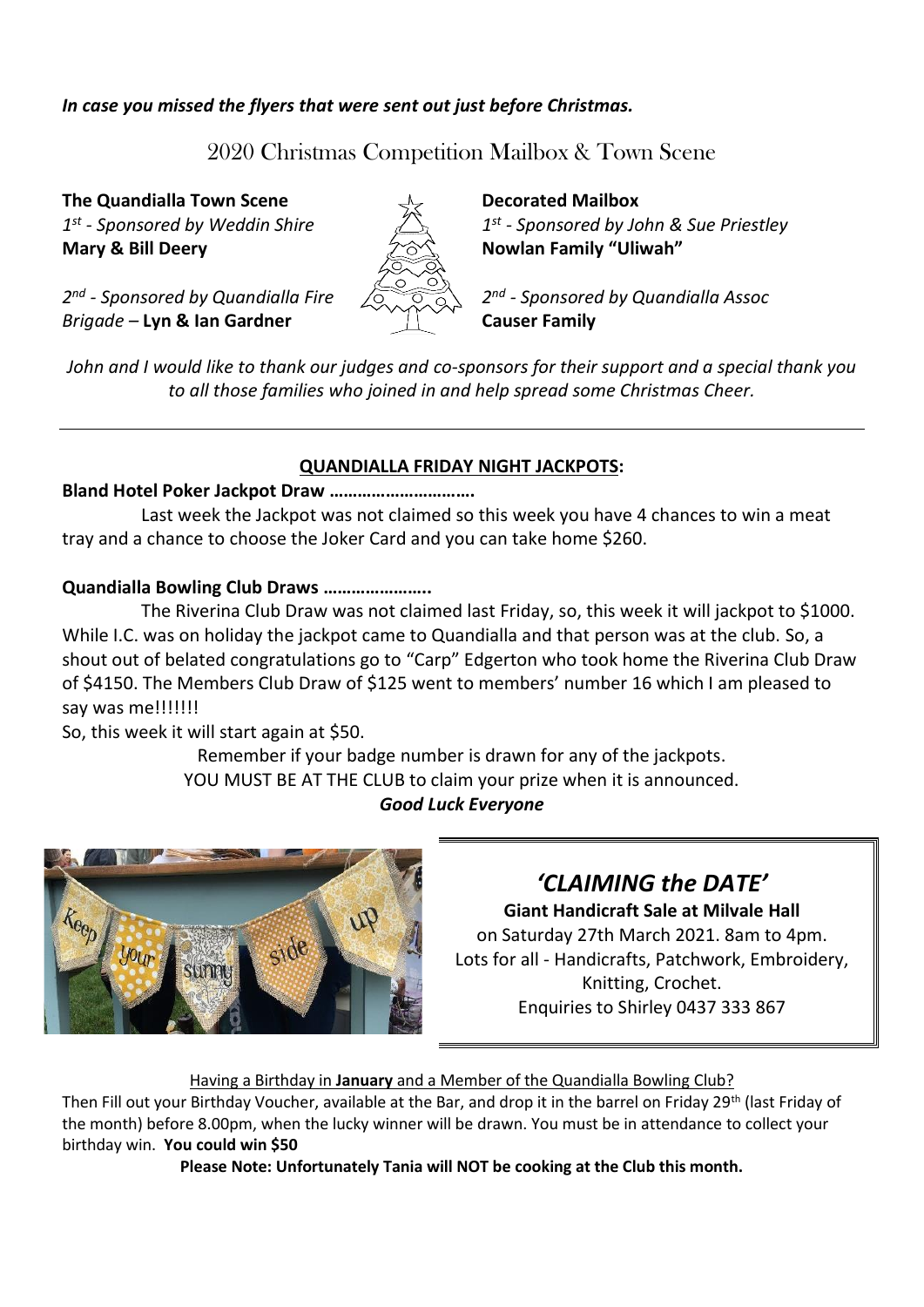***In case you missed the flyers that were sent out just before Christmas.***

## 2020 Christmas Competition Mailbox & Town Scene

**The Quandialla Town Scene**

*1st - Sponsored by Weddin Shire*
**Mary & Bill Deery**

*2nd - Sponsored by Quandialla Fire Brigade* – **Lyn & Ian Gardner**

**Decorated Mailbox**

*1st - Sponsored by John & Sue Priestley*
**Nowlan Family "Uliwah"**

*2nd - Sponsored by Quandialla Assoc*
**Causer Family**

*John and I would like to thank our judges and co-sponsors for their support and a special thank you to all those families who joined in and help spread some Christmas Cheer.*

---

**QUANDIALLA FRIDAY NIGHT JACKPOTS:**

**Bland Hotel Poker Jackpot Draw ………………………….**

Last week the Jackpot was not claimed so this week you have 4 chances to win a meat tray and a chance to choose the Joker Card and you can take home $260.

**Quandialla Bowling Club Draws …………………..**

The Riverina Club Draw was not claimed last Friday, so, this week it will jackpot to $1000. While I.C. was on holiday the jackpot came to Quandialla and that person was at the club. So, a shout out of belated congratulations go to "Carp" Edgerton who took home the Riverina Club Draw of $4150. The Members Club Draw of $125 went to members' number 16 which I am pleased to say was me!!!!!!!

So, this week it will start again at $50.

Remember if your badge number is drawn for any of the jackpots.
YOU MUST BE AT THE CLUB to claim your prize when it is announced.

***Good Luck Everyone***

## *'CLAIMING the DATE'*

**Giant Handicraft Sale at Milvale Hall**
on Saturday 27th March 2021. 8am to 4pm.
Lots for all - Handicrafts, Patchwork, Embroidery, Knitting, Crochet.
Enquiries to Shirley 0437 333 867

Having a Birthday in **January** and a Member of the Quandialla Bowling Club?

Then Fill out your Birthday Voucher, available at the Bar, and drop it in the barrel on Friday 29th (last Friday of the month) before 8.00pm, when the lucky winner will be drawn. You must be in attendance to collect your birthday win. **You could win $50**

**Please Note: Unfortunately Tania will NOT be cooking at the Club this month.**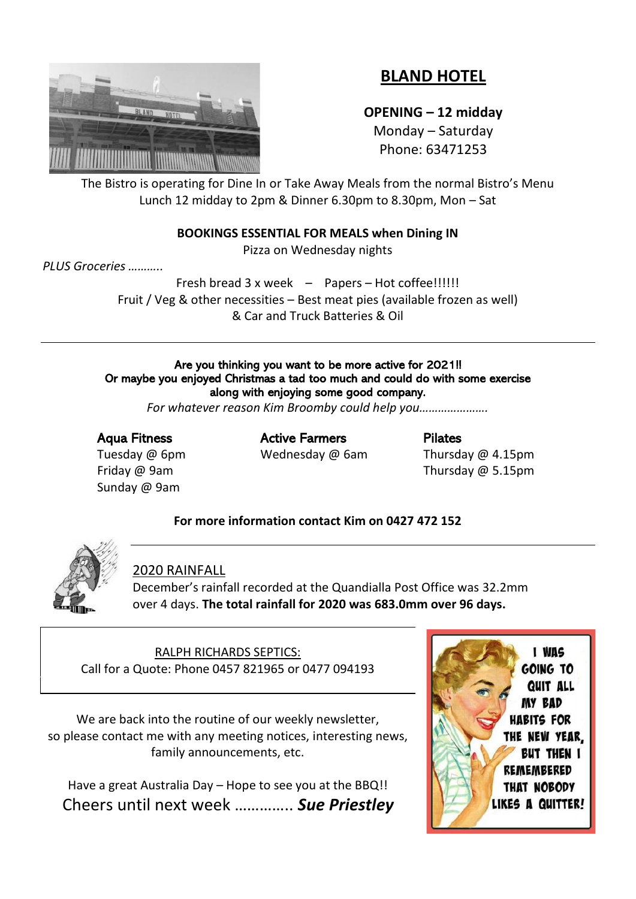## BLAND HOTEL

**OPENING – 12 midday**
Monday – Saturday
Phone: 63471253

The Bistro is operating for Dine In or Take Away Meals from the normal Bistro's Menu
Lunch 12 midday to 2pm & Dinner 6.30pm to 8.30pm, Mon – Sat

**BOOKINGS ESSENTIAL FOR MEALS when Dining IN**
Pizza on Wednesday nights

*PLUS Groceries ……….*

Fresh bread 3 x week – Papers – Hot coffee!!!!!!
Fruit / Veg & other necessities – Best meat pies (available frozen as well)
& Car and Truck Batteries & Oil

---

**Are you thinking you want to be more active for 2021!!**
**Or maybe you enjoyed Christmas a tad too much and could do with some exercise along with enjoying some good company.**
*For whatever reason Kim Broomby could help you………………….*

**Aqua Fitness**
Tuesday @ 6pm
Friday @ 9am
Sunday @ 9am

**Active Farmers**
Wednesday @ 6am

**Pilates**
Thursday @ 4.15pm
Thursday @ 5.15pm

**For more information contact Kim on 0427 472 152**

---

2020 RAINFALL

December's rainfall recorded at the Quandialla Post Office was 32.2mm over 4 days. **The total rainfall for 2020 was 683.0mm over 96 days.**

---

RALPH RICHARDS SEPTICS:
Call for a Quote: Phone 0457 821965 or 0477 094193

---

We are back into the routine of our weekly newsletter, so please contact me with any meeting notices, interesting news, family announcements, etc.

Have a great Australia Day – Hope to see you at the BBQ!!
Cheers until next week ………….. ***Sue Priestley***

I WAS GOING TO QUIT ALL MY BAD HABITS FOR THE NEW YEAR, BUT THEN I REMEMBERED THAT NOBODY LIKES A QUITTER!